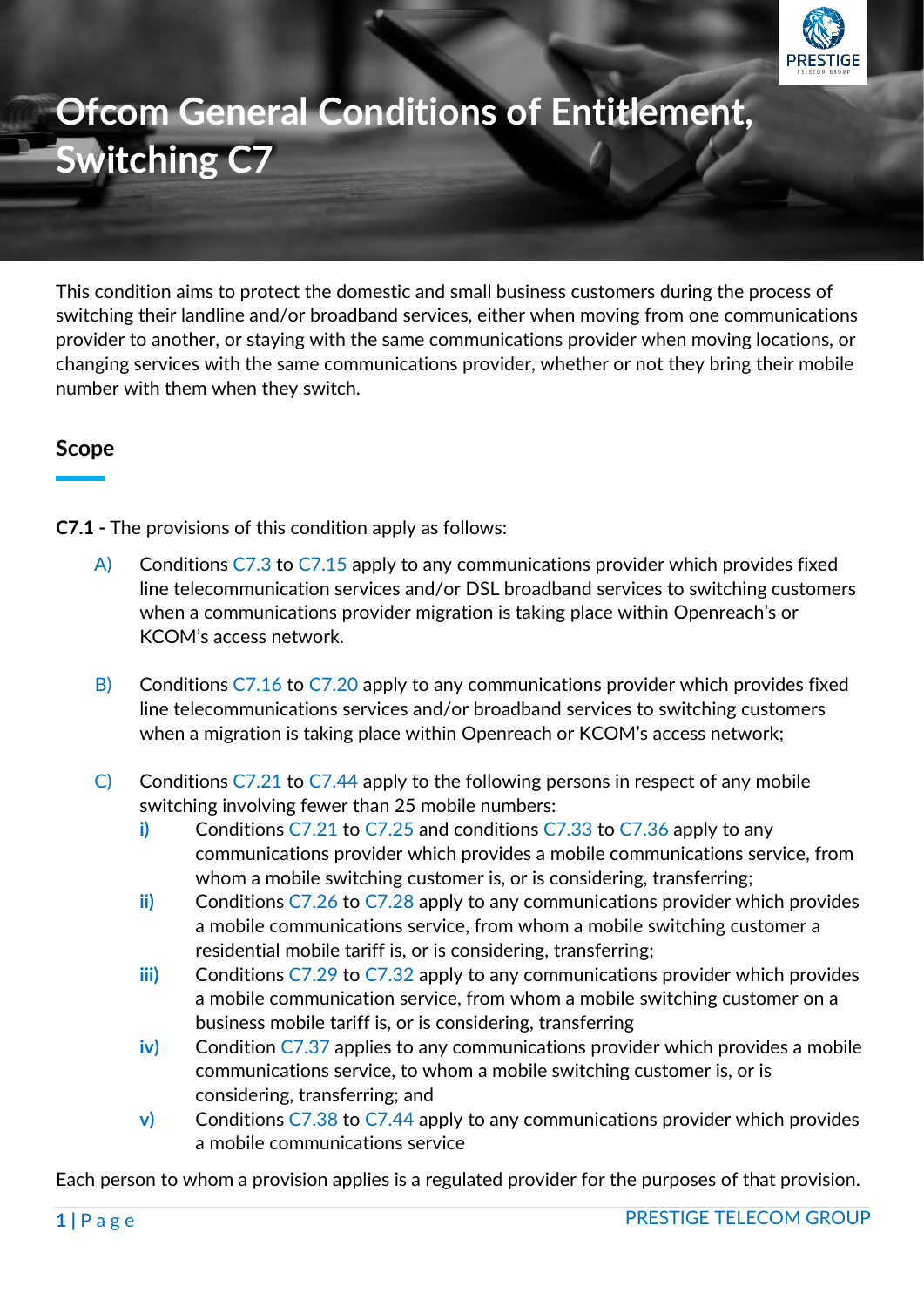# Ofcom General Conditions of Entitlement, Switching C7

This condition aims to protect the domestic and small business customers during the process of switching their landline and/or broadband services, either when moving from one communications provider to another, or staying with the same communications provider when moving locations, or changing services with the same communications provider, whether or not they bring their mobile number with them when they switch.

## Scope

**C7.1 -** The provisions of this condition apply as follows:

A) Conditions C7.3 to C7.15 apply to any communications provider which provides fixed line telecommunication services and/or DSL broadband services to switching customers when a communications provider migration is taking place within Openreach's or KCOM's access network.

B) Conditions C7.16 to C7.20 apply to any communications provider which provides fixed line telecommunications services and/or broadband services to switching customers when a migration is taking place within Openreach or KCOM's access network;

C) Conditions C7.21 to C7.44 apply to the following persons in respect of any mobile switching involving fewer than 25 mobile numbers:

   **i)** Conditions C7.21 to C7.25 and conditions C7.33 to C7.36 apply to any communications provider which provides a mobile communications service, from whom a mobile switching customer is, or is considering, transferring;

   **ii)** Conditions C7.26 to C7.28 apply to any communications provider which provides a mobile communications service, from whom a mobile switching customer a residential mobile tariff is, or is considering, transferring;

   **iii)** Conditions C7.29 to C7.32 apply to any communications provider which provides a mobile communication service, from whom a mobile switching customer on a business mobile tariff is, or is considering, transferring

   **iv)** Condition C7.37 applies to any communications provider which provides a mobile communications service, to whom a mobile switching customer is, or is considering, transferring; and

   **v)** Conditions C7.38 to C7.44 apply to any communications provider which provides a mobile communications service

Each person to whom a provision applies is a regulated provider for the purposes of that provision.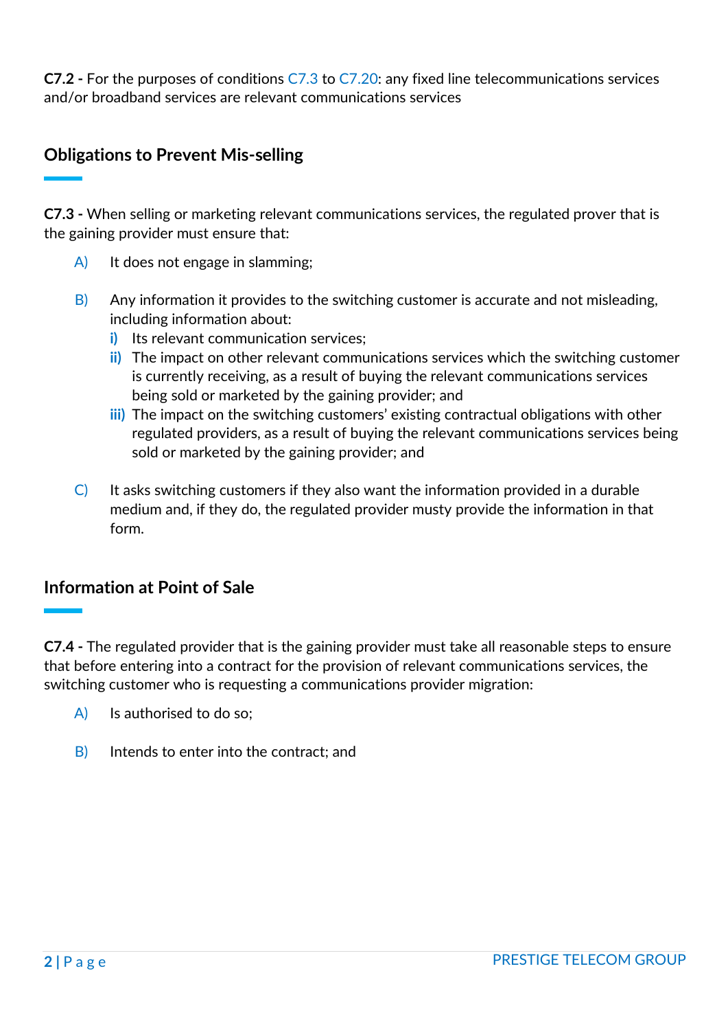**C7.2 -** For the purposes of conditions C7.3 to C7.20: any fixed line telecommunications services and/or broadband services are relevant communications services

## Obligations to Prevent Mis-selling

**C7.3 -** When selling or marketing relevant communications services, the regulated prover that is the gaining provider must ensure that:

A) It does not engage in slamming;

B) Any information it provides to the switching customer is accurate and not misleading, including information about:
  - **i)** Its relevant communication services;
  - **ii)** The impact on other relevant communications services which the switching customer is currently receiving, as a result of buying the relevant communications services being sold or marketed by the gaining provider; and
  - **iii)** The impact on the switching customers' existing contractual obligations with other regulated providers, as a result of buying the relevant communications services being sold or marketed by the gaining provider; and

C) It asks switching customers if they also want the information provided in a durable medium and, if they do, the regulated provider musty provide the information in that form.

## Information at Point of Sale

**C7.4 -** The regulated provider that is the gaining provider must take all reasonable steps to ensure that before entering into a contract for the provision of relevant communications services, the switching customer who is requesting a communications provider migration:

A) Is authorised to do so;

B) Intends to enter into the contract; and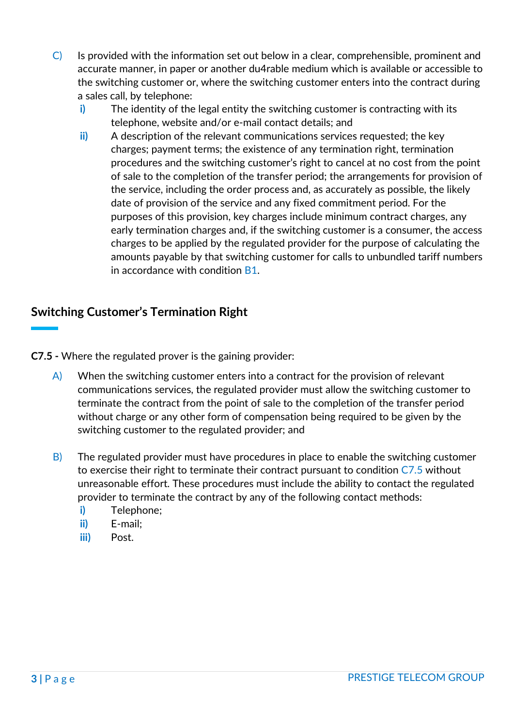C) Is provided with the information set out below in a clear, comprehensible, prominent and accurate manner, in paper or another du4rable medium which is available or accessible to the switching customer or, where the switching customer enters into the contract during a sales call, by telephone:
   i) The identity of the legal entity the switching customer is contracting with its telephone, website and/or e-mail contact details; and
   ii) A description of the relevant communications services requested; the key charges; payment terms; the existence of any termination right, termination procedures and the switching customer's right to cancel at no cost from the point of sale to the completion of the transfer period; the arrangements for provision of the service, including the order process and, as accurately as possible, the likely date of provision of the service and any fixed commitment period. For the purposes of this provision, key charges include minimum contract charges, any early termination charges and, if the switching customer is a consumer, the access charges to be applied by the regulated provider for the purpose of calculating the amounts payable by that switching customer for calls to unbundled tariff numbers in accordance with condition B1.

## Switching Customer's Termination Right

**C7.5 -** Where the regulated prover is the gaining provider:

A) When the switching customer enters into a contract for the provision of relevant communications services, the regulated provider must allow the switching customer to terminate the contract from the point of sale to the completion of the transfer period without charge or any other form of compensation being required to be given by the switching customer to the regulated provider; and

B) The regulated provider must have procedures in place to enable the switching customer to exercise their right to terminate their contract pursuant to condition C7.5 without unreasonable effort. These procedures must include the ability to contact the regulated provider to terminate the contract by any of the following contact methods:
   i) Telephone;
   ii) E-mail;
   iii) Post.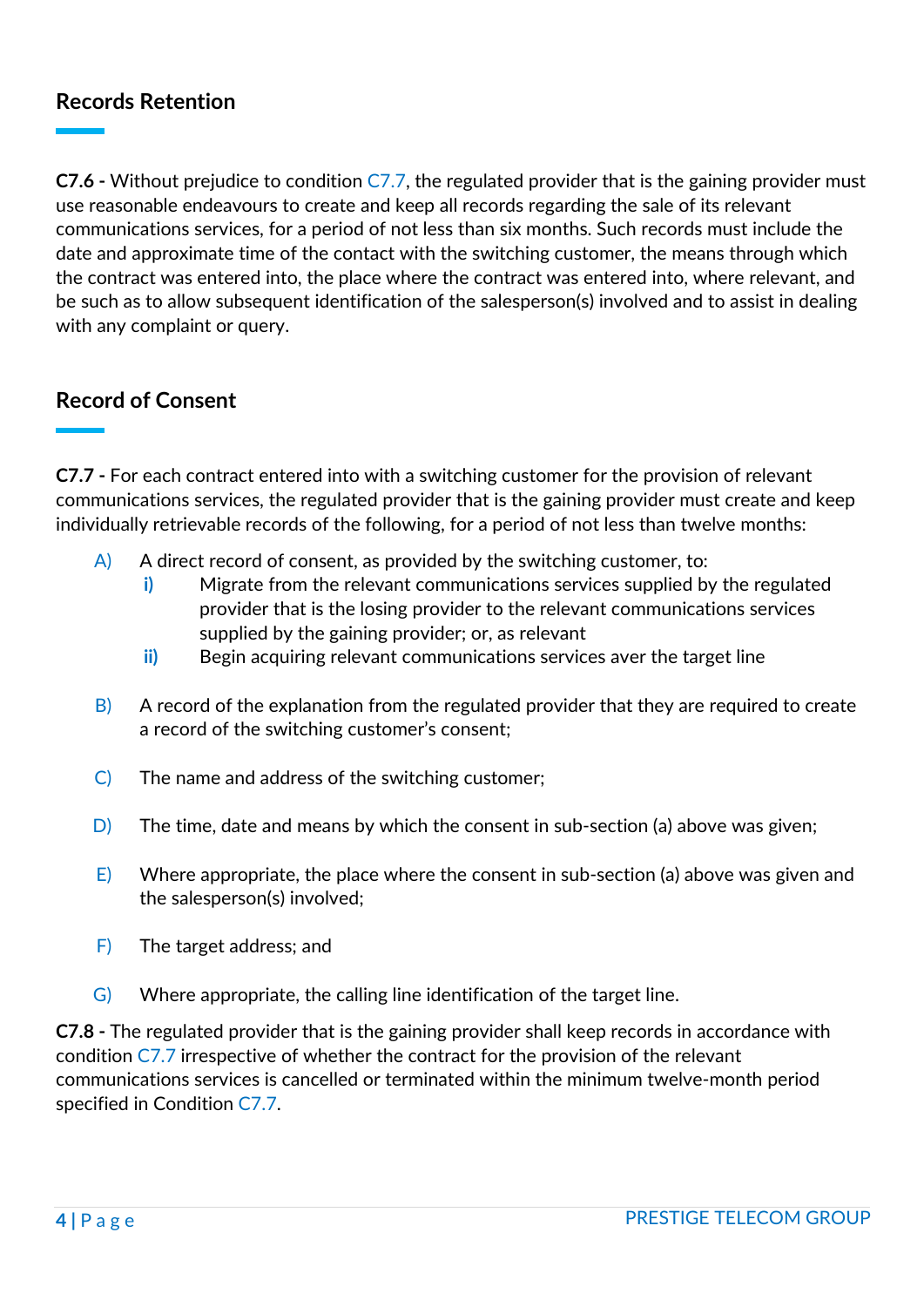## Records Retention

**C7.6 -** Without prejudice to condition C7.7, the regulated provider that is the gaining provider must use reasonable endeavours to create and keep all records regarding the sale of its relevant communications services, for a period of not less than six months. Such records must include the date and approximate time of the contact with the switching customer, the means through which the contract was entered into, the place where the contract was entered into, where relevant, and be such as to allow subsequent identification of the salesperson(s) involved and to assist in dealing with any complaint or query.

## Record of Consent

**C7.7 -** For each contract entered into with a switching customer for the provision of relevant communications services, the regulated provider that is the gaining provider must create and keep individually retrievable records of the following, for a period of not less than twelve months:

A) A direct record of consent, as provided by the switching customer, to:
   - **i)** Migrate from the relevant communications services supplied by the regulated provider that is the losing provider to the relevant communications services supplied by the gaining provider; or, as relevant
   - **ii)** Begin acquiring relevant communications services aver the target line

B) A record of the explanation from the regulated provider that they are required to create a record of the switching customer's consent;

C) The name and address of the switching customer;

D) The time, date and means by which the consent in sub-section (a) above was given;

E) Where appropriate, the place where the consent in sub-section (a) above was given and the salesperson(s) involved;

F) The target address; and

G) Where appropriate, the calling line identification of the target line.

**C7.8 -** The regulated provider that is the gaining provider shall keep records in accordance with condition C7.7 irrespective of whether the contract for the provision of the relevant communications services is cancelled or terminated within the minimum twelve-month period specified in Condition C7.7.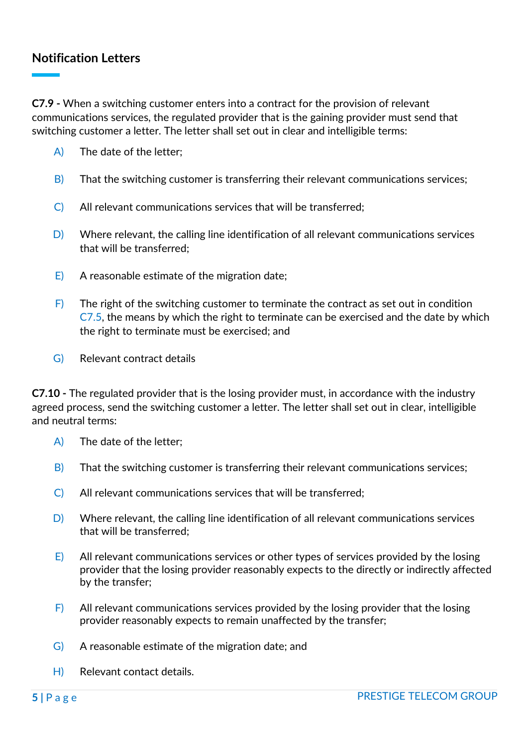## Notification Letters

**C7.9 -** When a switching customer enters into a contract for the provision of relevant communications services, the regulated provider that is the gaining provider must send that switching customer a letter. The letter shall set out in clear and intelligible terms:

A) The date of the letter;

B) That the switching customer is transferring their relevant communications services;

C) All relevant communications services that will be transferred;

D) Where relevant, the calling line identification of all relevant communications services that will be transferred;

E) A reasonable estimate of the migration date;

F) The right of the switching customer to terminate the contract as set out in condition C7.5, the means by which the right to terminate can be exercised and the date by which the right to terminate must be exercised; and

G) Relevant contract details

**C7.10 -** The regulated provider that is the losing provider must, in accordance with the industry agreed process, send the switching customer a letter. The letter shall set out in clear, intelligible and neutral terms:

A) The date of the letter;

B) That the switching customer is transferring their relevant communications services;

C) All relevant communications services that will be transferred;

D) Where relevant, the calling line identification of all relevant communications services that will be transferred;

E) All relevant communications services or other types of services provided by the losing provider that the losing provider reasonably expects to the directly or indirectly affected by the transfer;

F) All relevant communications services provided by the losing provider that the losing provider reasonably expects to remain unaffected by the transfer;

G) A reasonable estimate of the migration date; and

H) Relevant contact details.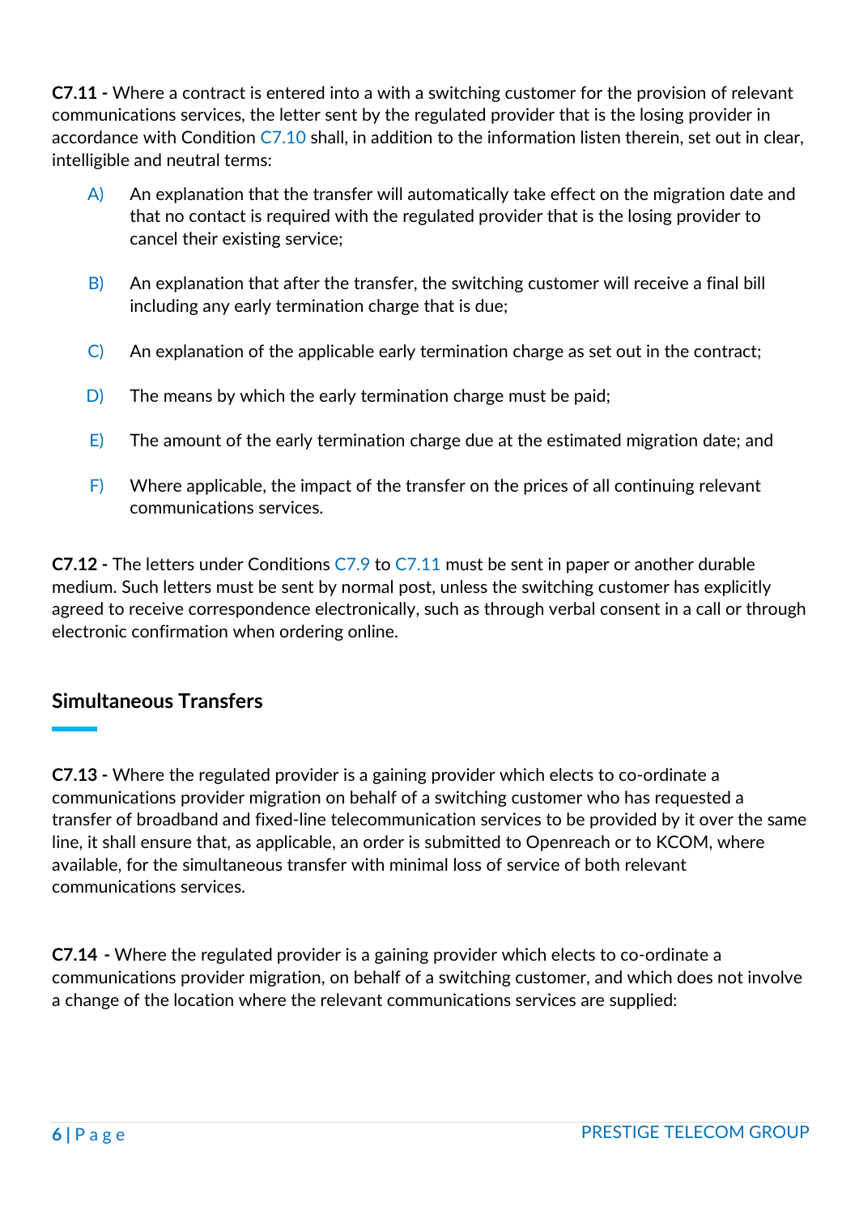**C7.11 -** Where a contract is entered into a with a switching customer for the provision of relevant communications services, the letter sent by the regulated provider that is the losing provider in accordance with Condition C7.10 shall, in addition to the information listen therein, set out in clear, intelligible and neutral terms:

A) An explanation that the transfer will automatically take effect on the migration date and that no contact is required with the regulated provider that is the losing provider to cancel their existing service;

B) An explanation that after the transfer, the switching customer will receive a final bill including any early termination charge that is due;

C) An explanation of the applicable early termination charge as set out in the contract;

D) The means by which the early termination charge must be paid;

E) The amount of the early termination charge due at the estimated migration date; and

F) Where applicable, the impact of the transfer on the prices of all continuing relevant communications services.

**C7.12 -** The letters under Conditions C7.9 to C7.11 must be sent in paper or another durable medium. Such letters must be sent by normal post, unless the switching customer has explicitly agreed to receive correspondence electronically, such as through verbal consent in a call or through electronic confirmation when ordering online.

## Simultaneous Transfers

**C7.13 -** Where the regulated provider is a gaining provider which elects to co-ordinate a communications provider migration on behalf of a switching customer who has requested a transfer of broadband and fixed-line telecommunication services to be provided by it over the same line, it shall ensure that, as applicable, an order is submitted to Openreach or to KCOM, where available, for the simultaneous transfer with minimal loss of service of both relevant communications services.

**C7.14 -** Where the regulated provider is a gaining provider which elects to co-ordinate a communications provider migration, on behalf of a switching customer, and which does not involve a change of the location where the relevant communications services are supplied: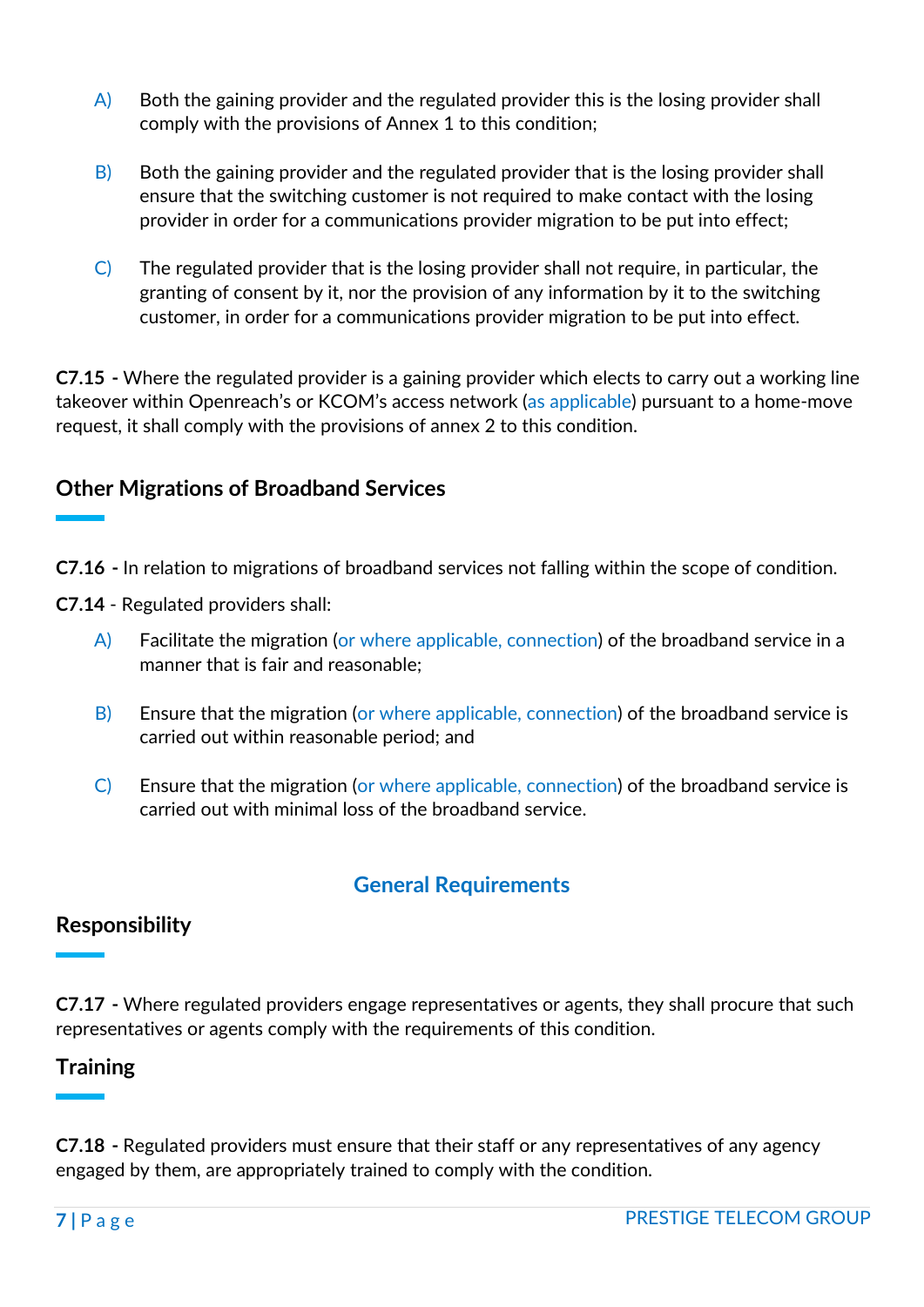A) Both the gaining provider and the regulated provider this is the losing provider shall comply with the provisions of Annex 1 to this condition;

B) Both the gaining provider and the regulated provider that is the losing provider shall ensure that the switching customer is not required to make contact with the losing provider in order for a communications provider migration to be put into effect;

C) The regulated provider that is the losing provider shall not require, in particular, the granting of consent by it, nor the provision of any information by it to the switching customer, in order for a communications provider migration to be put into effect.

**C7.15 -** Where the regulated provider is a gaining provider which elects to carry out a working line takeover within Openreach's or KCOM's access network (as applicable) pursuant to a home-move request, it shall comply with the provisions of annex 2 to this condition.

### Other Migrations of Broadband Services

**C7.16 -** In relation to migrations of broadband services not falling within the scope of condition.

**C7.14** - Regulated providers shall:

A) Facilitate the migration (or where applicable, connection) of the broadband service in a manner that is fair and reasonable;

B) Ensure that the migration (or where applicable, connection) of the broadband service is carried out within reasonable period; and

C) Ensure that the migration (or where applicable, connection) of the broadband service is carried out with minimal loss of the broadband service.

## General Requirements

### Responsibility

**C7.17 -** Where regulated providers engage representatives or agents, they shall procure that such representatives or agents comply with the requirements of this condition.

### Training

**C7.18 -** Regulated providers must ensure that their staff or any representatives of any agency engaged by them, are appropriately trained to comply with the condition.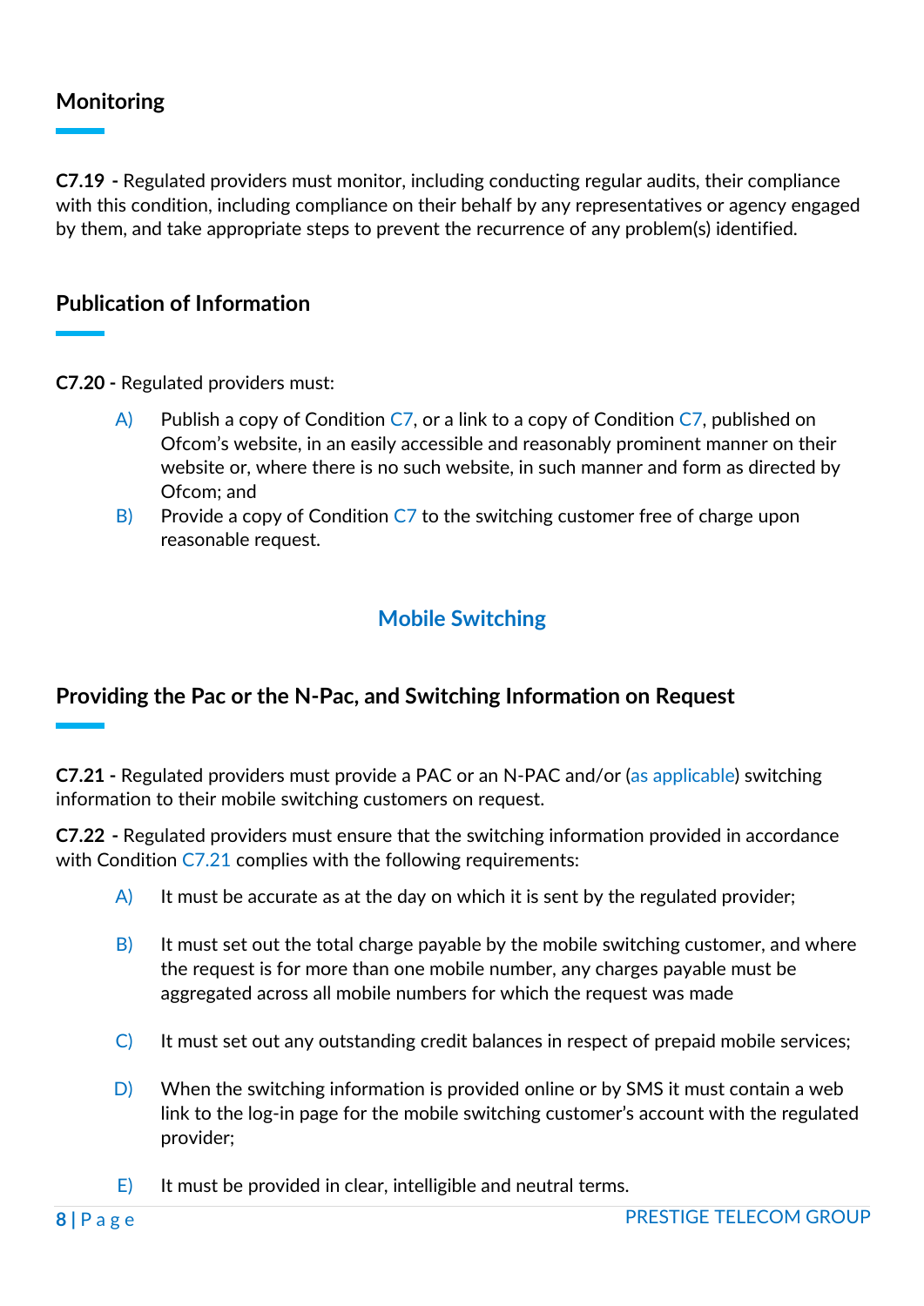## Monitoring

**C7.19 -** Regulated providers must monitor, including conducting regular audits, their compliance with this condition, including compliance on their behalf by any representatives or agency engaged by them, and take appropriate steps to prevent the recurrence of any problem(s) identified.

## Publication of Information

**C7.20 -** Regulated providers must:

A) Publish a copy of Condition C7, or a link to a copy of Condition C7, published on Ofcom's website, in an easily accessible and reasonably prominent manner on their website or, where there is no such website, in such manner and form as directed by Ofcom; and

B) Provide a copy of Condition C7 to the switching customer free of charge upon reasonable request.

# Mobile Switching

## Providing the Pac or the N-Pac, and Switching Information on Request

**C7.21 -** Regulated providers must provide a PAC or an N-PAC and/or (as applicable) switching information to their mobile switching customers on request.

**C7.22 -** Regulated providers must ensure that the switching information provided in accordance with Condition C7.21 complies with the following requirements:

A) It must be accurate as at the day on which it is sent by the regulated provider;

B) It must set out the total charge payable by the mobile switching customer, and where the request is for more than one mobile number, any charges payable must be aggregated across all mobile numbers for which the request was made

C) It must set out any outstanding credit balances in respect of prepaid mobile services;

D) When the switching information is provided online or by SMS it must contain a web link to the log-in page for the mobile switching customer's account with the regulated provider;

E) It must be provided in clear, intelligible and neutral terms.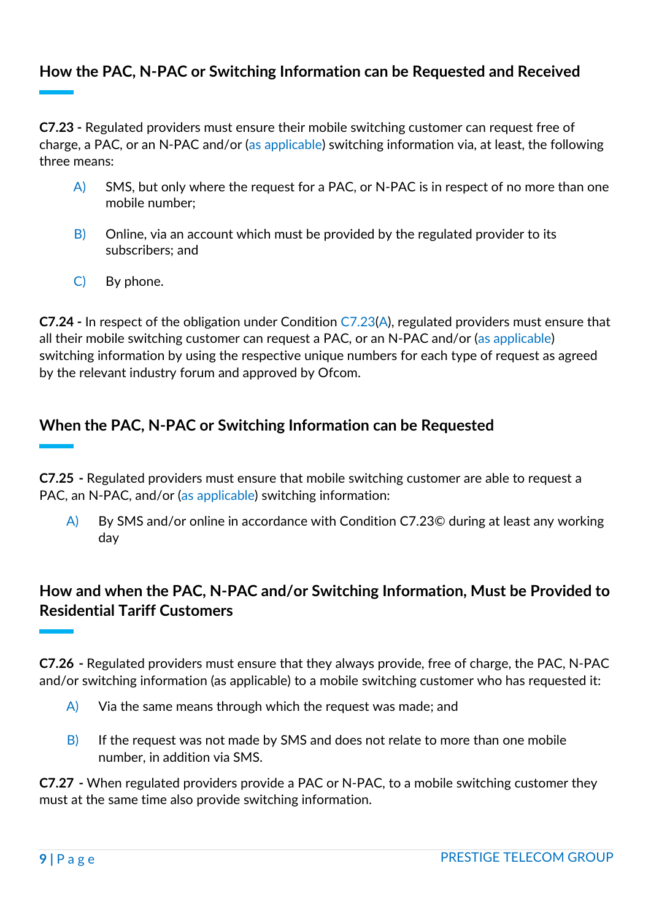## How the PAC, N-PAC or Switching Information can be Requested and Received

**C7.23 -** Regulated providers must ensure their mobile switching customer can request free of charge, a PAC, or an N-PAC and/or (as applicable) switching information via, at least, the following three means:

A) SMS, but only where the request for a PAC, or N-PAC is in respect of no more than one mobile number;

B) Online, via an account which must be provided by the regulated provider to its subscribers; and

C) By phone.

**C7.24 -** In respect of the obligation under Condition C7.23(A), regulated providers must ensure that all their mobile switching customer can request a PAC, or an N-PAC and/or (as applicable) switching information by using the respective unique numbers for each type of request as agreed by the relevant industry forum and approved by Ofcom.

## When the PAC, N-PAC or Switching Information can be Requested

**C7.25 -** Regulated providers must ensure that mobile switching customer are able to request a PAC, an N-PAC, and/or (as applicable) switching information:

A) By SMS and/or online in accordance with Condition C7.23© during at least any working day

## How and when the PAC, N-PAC and/or Switching Information, Must be Provided to Residential Tariff Customers

**C7.26 -** Regulated providers must ensure that they always provide, free of charge, the PAC, N-PAC and/or switching information (as applicable) to a mobile switching customer who has requested it:

A) Via the same means through which the request was made; and

B) If the request was not made by SMS and does not relate to more than one mobile number, in addition via SMS.

**C7.27 -** When regulated providers provide a PAC or N-PAC, to a mobile switching customer they must at the same time also provide switching information.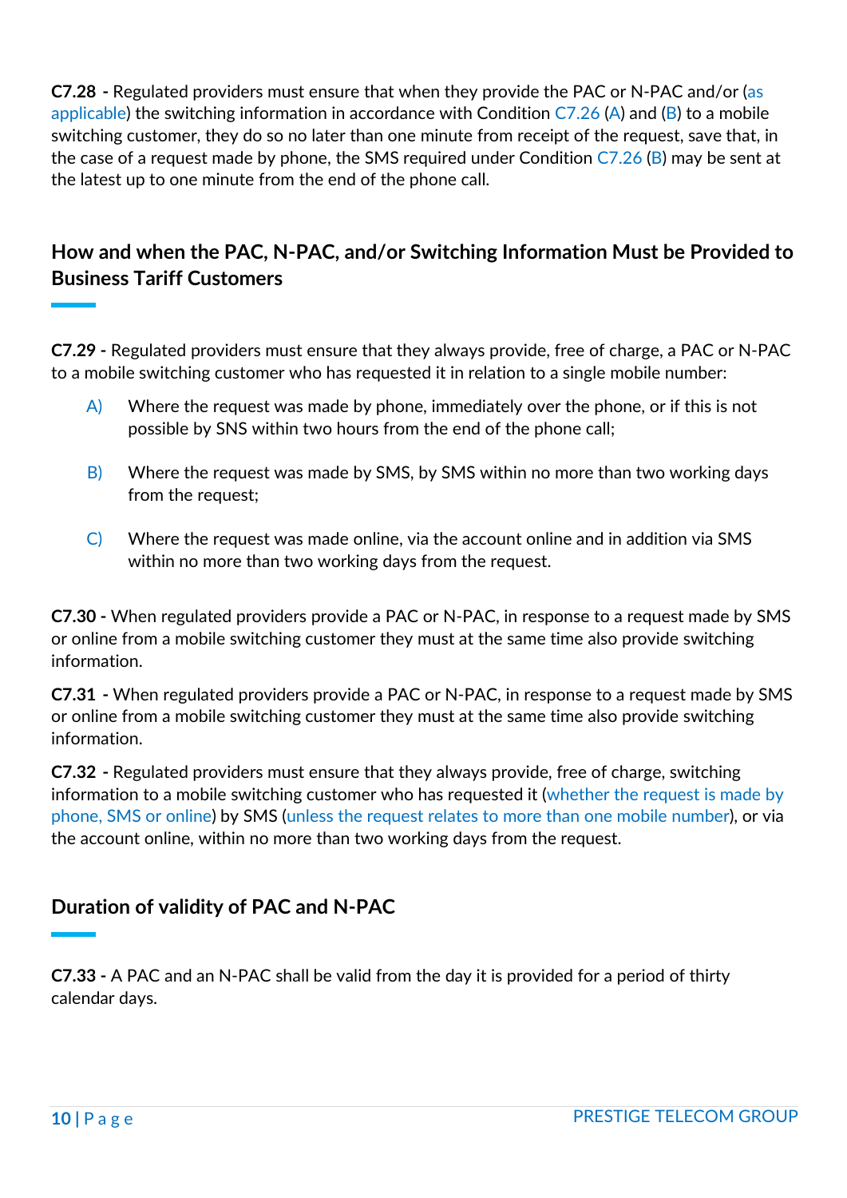**C7.28 -** Regulated providers must ensure that when they provide the PAC or N-PAC and/or (as applicable) the switching information in accordance with Condition C7.26 (A) and (B) to a mobile switching customer, they do so no later than one minute from receipt of the request, save that, in the case of a request made by phone, the SMS required under Condition C7.26 (B) may be sent at the latest up to one minute from the end of the phone call.

## How and when the PAC, N-PAC, and/or Switching Information Must be Provided to Business Tariff Customers

**C7.29 -** Regulated providers must ensure that they always provide, free of charge, a PAC or N-PAC to a mobile switching customer who has requested it in relation to a single mobile number:

A) Where the request was made by phone, immediately over the phone, or if this is not possible by SNS within two hours from the end of the phone call;

B) Where the request was made by SMS, by SMS within no more than two working days from the request;

C) Where the request was made online, via the account online and in addition via SMS within no more than two working days from the request.

**C7.30 -** When regulated providers provide a PAC or N-PAC, in response to a request made by SMS or online from a mobile switching customer they must at the same time also provide switching information.

**C7.31 -** When regulated providers provide a PAC or N-PAC, in response to a request made by SMS or online from a mobile switching customer they must at the same time also provide switching information.

**C7.32 -** Regulated providers must ensure that they always provide, free of charge, switching information to a mobile switching customer who has requested it (whether the request is made by phone, SMS or online) by SMS (unless the request relates to more than one mobile number), or via the account online, within no more than two working days from the request.

## Duration of validity of PAC and N-PAC

**C7.33 -** A PAC and an N-PAC shall be valid from the day it is provided for a period of thirty calendar days.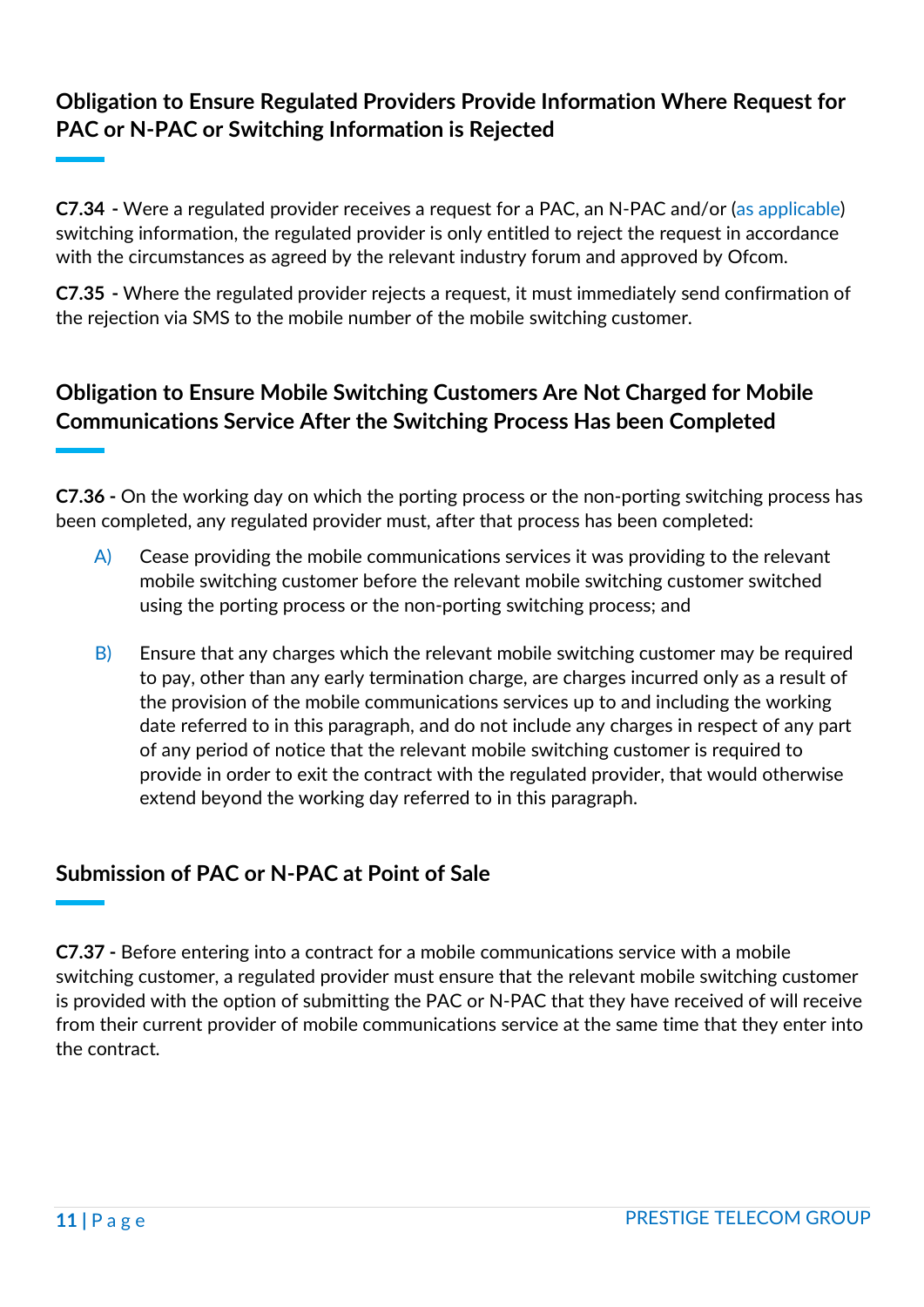## Obligation to Ensure Regulated Providers Provide Information Where Request for PAC or N-PAC or Switching Information is Rejected

**C7.34 -** Were a regulated provider receives a request for a PAC, an N-PAC and/or (as applicable) switching information, the regulated provider is only entitled to reject the request in accordance with the circumstances as agreed by the relevant industry forum and approved by Ofcom.

**C7.35 -** Where the regulated provider rejects a request, it must immediately send confirmation of the rejection via SMS to the mobile number of the mobile switching customer.

## Obligation to Ensure Mobile Switching Customers Are Not Charged for Mobile Communications Service After the Switching Process Has been Completed

**C7.36 -** On the working day on which the porting process or the non-porting switching process has been completed, any regulated provider must, after that process has been completed:

A) Cease providing the mobile communications services it was providing to the relevant mobile switching customer before the relevant mobile switching customer switched using the porting process or the non-porting switching process; and

B) Ensure that any charges which the relevant mobile switching customer may be required to pay, other than any early termination charge, are charges incurred only as a result of the provision of the mobile communications services up to and including the working date referred to in this paragraph, and do not include any charges in respect of any part of any period of notice that the relevant mobile switching customer is required to provide in order to exit the contract with the regulated provider, that would otherwise extend beyond the working day referred to in this paragraph.

## Submission of PAC or N-PAC at Point of Sale

**C7.37 -** Before entering into a contract for a mobile communications service with a mobile switching customer, a regulated provider must ensure that the relevant mobile switching customer is provided with the option of submitting the PAC or N-PAC that they have received of will receive from their current provider of mobile communications service at the same time that they enter into the contract.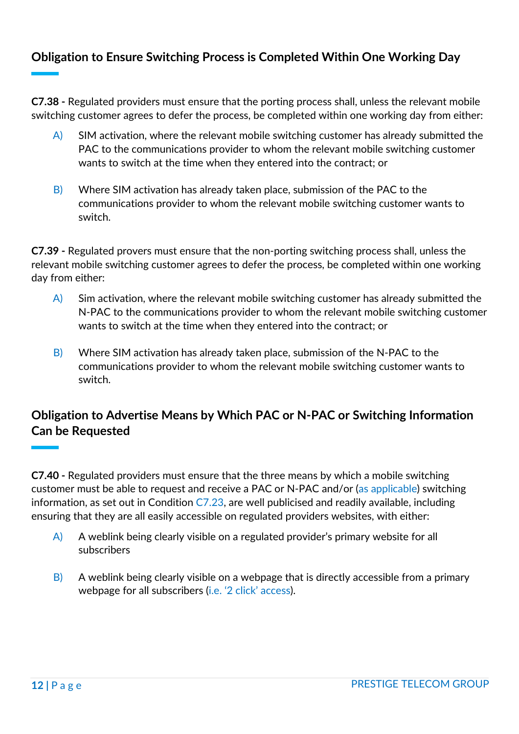## Obligation to Ensure Switching Process is Completed Within One Working Day

**C7.38 -** Regulated providers must ensure that the porting process shall, unless the relevant mobile switching customer agrees to defer the process, be completed within one working day from either:

A) SIM activation, where the relevant mobile switching customer has already submitted the PAC to the communications provider to whom the relevant mobile switching customer wants to switch at the time when they entered into the contract; or

B) Where SIM activation has already taken place, submission of the PAC to the communications provider to whom the relevant mobile switching customer wants to switch.

**C7.39 -** Regulated provers must ensure that the non-porting switching process shall, unless the relevant mobile switching customer agrees to defer the process, be completed within one working day from either:

A) Sim activation, where the relevant mobile switching customer has already submitted the N-PAC to the communications provider to whom the relevant mobile switching customer wants to switch at the time when they entered into the contract; or

B) Where SIM activation has already taken place, submission of the N-PAC to the communications provider to whom the relevant mobile switching customer wants to switch.

## Obligation to Advertise Means by Which PAC or N-PAC or Switching Information Can be Requested

**C7.40 -** Regulated providers must ensure that the three means by which a mobile switching customer must be able to request and receive a PAC or N-PAC and/or (as applicable) switching information, as set out in Condition C7.23, are well publicised and readily available, including ensuring that they are all easily accessible on regulated providers websites, with either:

A) A weblink being clearly visible on a regulated provider's primary website for all subscribers

B) A weblink being clearly visible on a webpage that is directly accessible from a primary webpage for all subscribers (i.e. '2 click' access).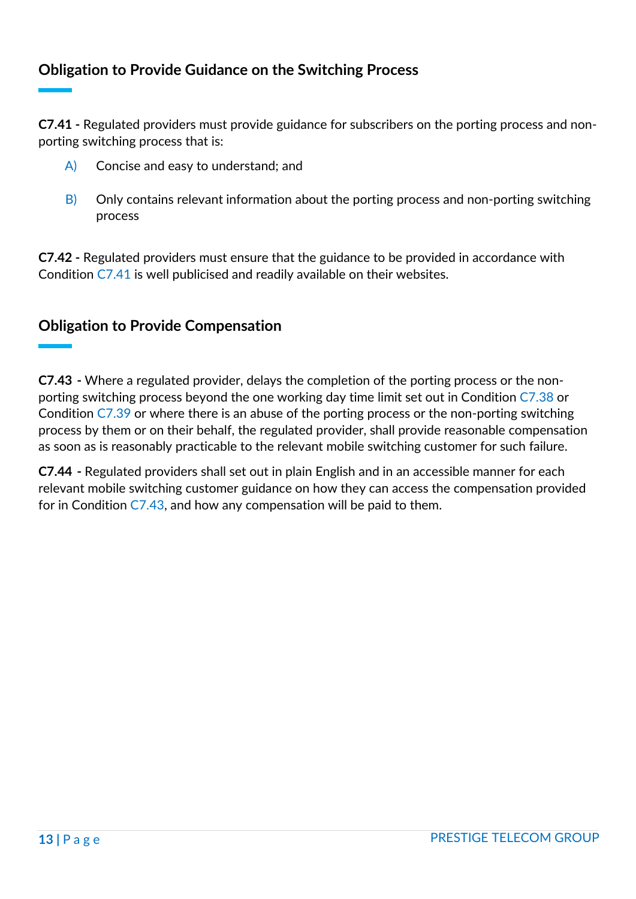## Obligation to Provide Guidance on the Switching Process

**C7.41 -** Regulated providers must provide guidance for subscribers on the porting process and non-porting switching process that is:

A) Concise and easy to understand; and

B) Only contains relevant information about the porting process and non-porting switching process

**C7.42 -** Regulated providers must ensure that the guidance to be provided in accordance with Condition C7.41 is well publicised and readily available on their websites.

## Obligation to Provide Compensation

**C7.43 -** Where a regulated provider, delays the completion of the porting process or the non-porting switching process beyond the one working day time limit set out in Condition C7.38 or Condition C7.39 or where there is an abuse of the porting process or the non-porting switching process by them or on their behalf, the regulated provider, shall provide reasonable compensation as soon as is reasonably practicable to the relevant mobile switching customer for such failure.

**C7.44 -** Regulated providers shall set out in plain English and in an accessible manner for each relevant mobile switching customer guidance on how they can access the compensation provided for in Condition C7.43, and how any compensation will be paid to them.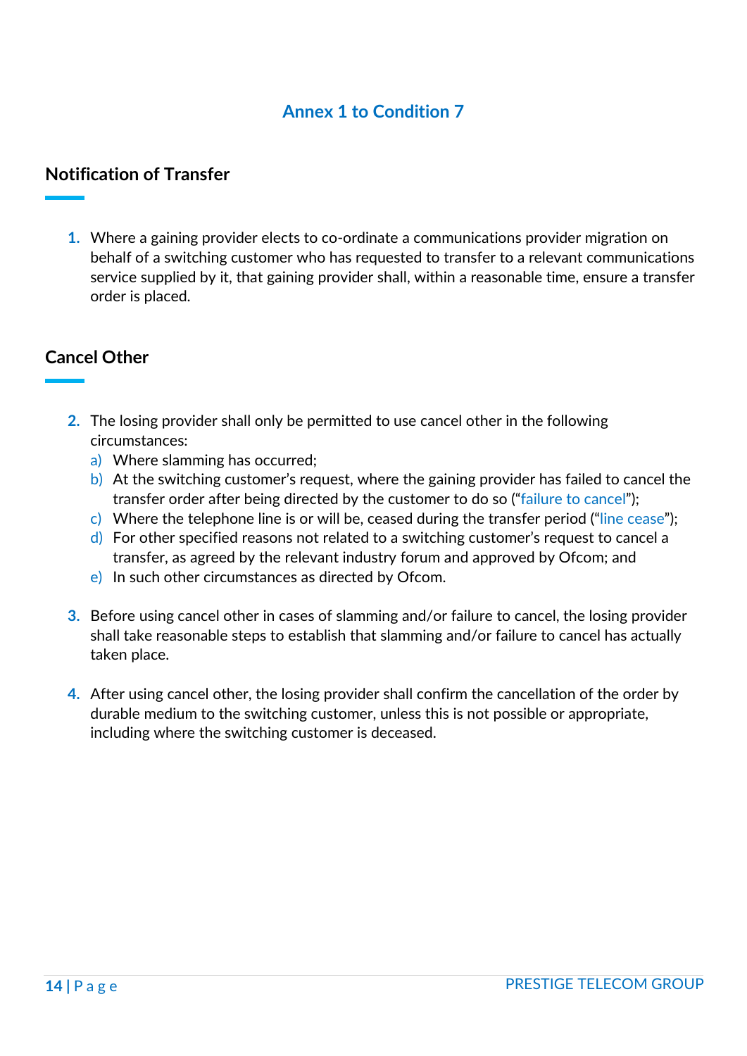## Annex 1 to Condition 7

### Notification of Transfer

1. Where a gaining provider elects to co-ordinate a communications provider migration on behalf of a switching customer who has requested to transfer to a relevant communications service supplied by it, that gaining provider shall, within a reasonable time, ensure a transfer order is placed.

### Cancel Other

2. The losing provider shall only be permitted to use cancel other in the following circumstances:
   a) Where slamming has occurred;
   b) At the switching customer's request, where the gaining provider has failed to cancel the transfer order after being directed by the customer to do so ("failure to cancel");
   c) Where the telephone line is or will be, ceased during the transfer period ("line cease");
   d) For other specified reasons not related to a switching customer's request to cancel a transfer, as agreed by the relevant industry forum and approved by Ofcom; and
   e) In such other circumstances as directed by Ofcom.

3. Before using cancel other in cases of slamming and/or failure to cancel, the losing provider shall take reasonable steps to establish that slamming and/or failure to cancel has actually taken place.

4. After using cancel other, the losing provider shall confirm the cancellation of the order by durable medium to the switching customer, unless this is not possible or appropriate, including where the switching customer is deceased.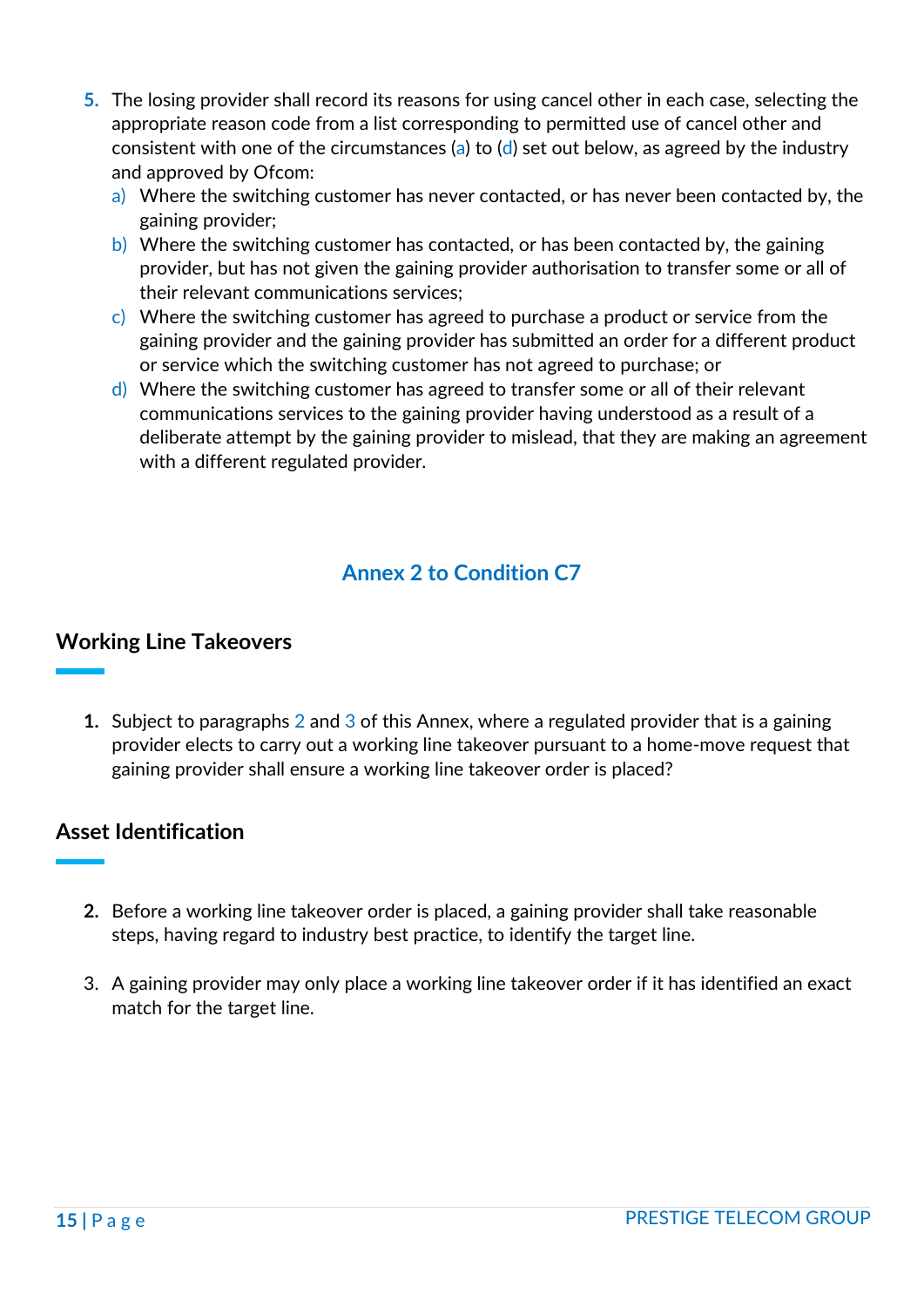5. The losing provider shall record its reasons for using cancel other in each case, selecting the appropriate reason code from a list corresponding to permitted use of cancel other and consistent with one of the circumstances (a) to (d) set out below, as agreed by the industry and approved by Ofcom:
   a) Where the switching customer has never contacted, or has never been contacted by, the gaining provider;
   b) Where the switching customer has contacted, or has been contacted by, the gaining provider, but has not given the gaining provider authorisation to transfer some or all of their relevant communications services;
   c) Where the switching customer has agreed to purchase a product or service from the gaining provider and the gaining provider has submitted an order for a different product or service which the switching customer has not agreed to purchase; or
   d) Where the switching customer has agreed to transfer some or all of their relevant communications services to the gaining provider having understood as a result of a deliberate attempt by the gaining provider to mislead, that they are making an agreement with a different regulated provider.

## Annex 2 to Condition C7

### Working Line Takeovers

1. Subject to paragraphs 2 and 3 of this Annex, where a regulated provider that is a gaining provider elects to carry out a working line takeover pursuant to a home-move request that gaining provider shall ensure a working line takeover order is placed?

### Asset Identification

2. Before a working line takeover order is placed, a gaining provider shall take reasonable steps, having regard to industry best practice, to identify the target line.

3. A gaining provider may only place a working line takeover order if it has identified an exact match for the target line.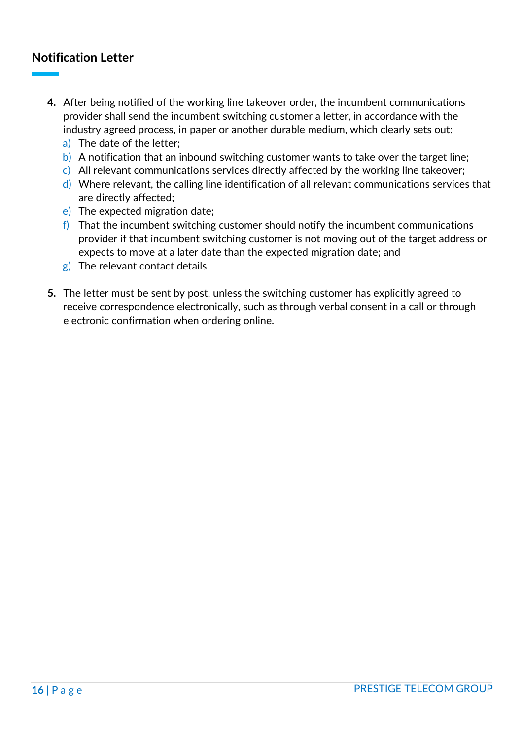## Notification Letter

4. After being notified of the working line takeover order, the incumbent communications provider shall send the incumbent switching customer a letter, in accordance with the industry agreed process, in paper or another durable medium, which clearly sets out:
   a) The date of the letter;
   b) A notification that an inbound switching customer wants to take over the target line;
   c) All relevant communications services directly affected by the working line takeover;
   d) Where relevant, the calling line identification of all relevant communications services that are directly affected;
   e) The expected migration date;
   f) That the incumbent switching customer should notify the incumbent communications provider if that incumbent switching customer is not moving out of the target address or expects to move at a later date than the expected migration date; and
   g) The relevant contact details

5. The letter must be sent by post, unless the switching customer has explicitly agreed to receive correspondence electronically, such as through verbal consent in a call or through electronic confirmation when ordering online.